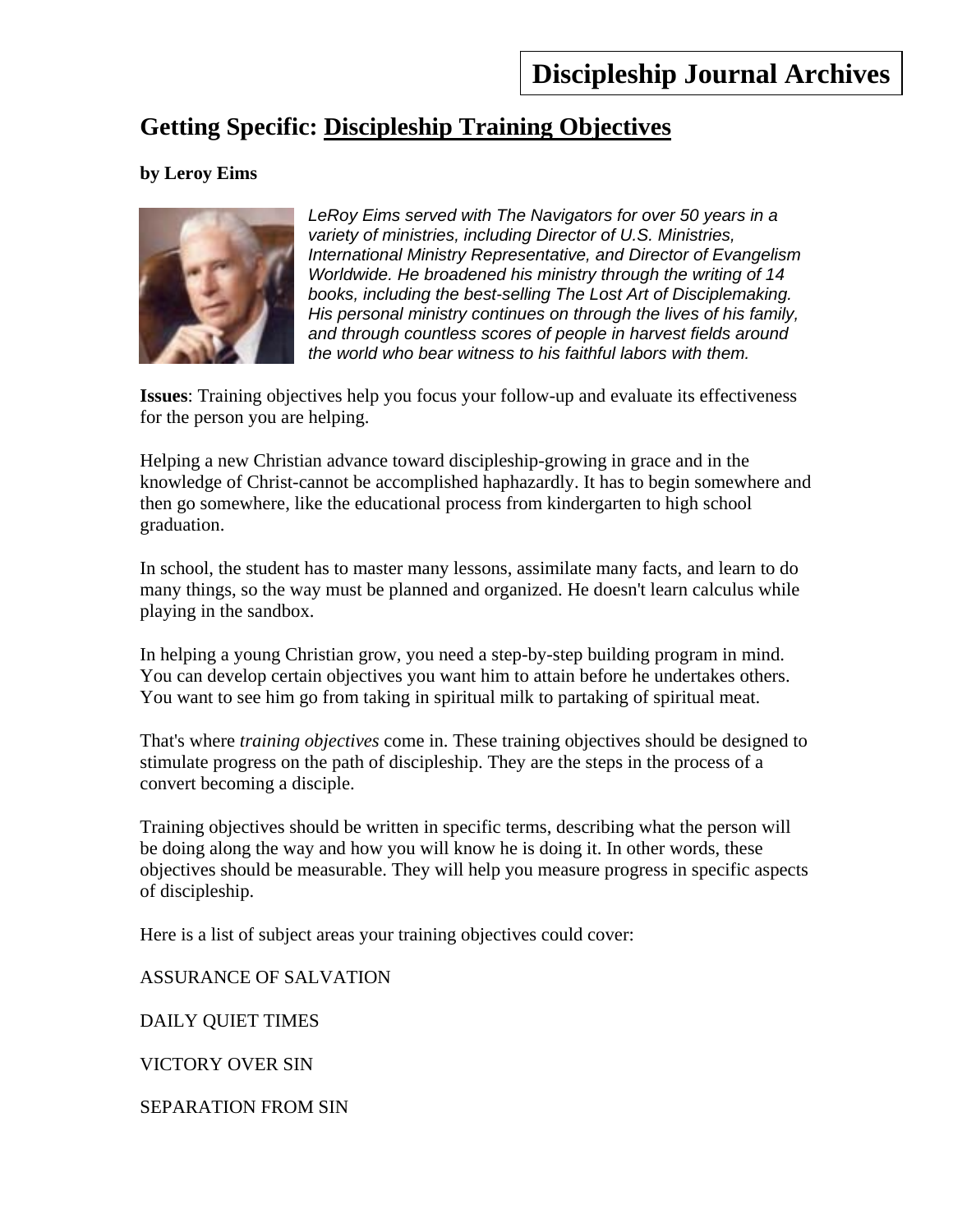# Discipleship Journal Archives

## Getting Specific: Discipleship Training Objectives

**by Leroy Eims**

*LeRoy Eims served with The Navigators for over 50 years in a variety of ministries, including Director of U.S. Ministries, International Ministry Representative, and Director of Evangelism Worldwide. He broadened his ministry through the writing of 14 books, including the best-selling The Lost Art of Disciplemaking. His personal ministry continues on through the lives of his family, and through countless scores of people in harvest fields around the world who bear witness to his faithful labors with them.*

**Issues**: Training objectives help you focus your follow-up and evaluate its effectiveness for the person you are helping.

Helping a new Christian advance toward discipleship-growing in grace and in the knowledge of Christ-cannot be accomplished haphazardly. It has to begin somewhere and then go somewhere, like the educational process from kindergarten to high school graduation.

In school, the student has to master many lessons, assimilate many facts, and learn to do many things, so the way must be planned and organized. He doesn't learn calculus while playing in the sandbox.

In helping a young Christian grow, you need a step-by-step building program in mind. You can develop certain objectives you want him to attain before he undertakes others. You want to see him go from taking in spiritual milk to partaking of spiritual meat.

That's where *training objectives* come in. These training objectives should be designed to stimulate progress on the path of discipleship. They are the steps in the process of a convert becoming a disciple.

Training objectives should be written in specific terms, describing what the person will be doing along the way and how you will know he is doing it. In other words, these objectives should be measurable. They will help you measure progress in specific aspects of discipleship.

Here is a list of subject areas your training objectives could cover:

ASSURANCE OF SALVATION

DAILY QUIET TIMES

VICTORY OVER SIN

SEPARATION FROM SIN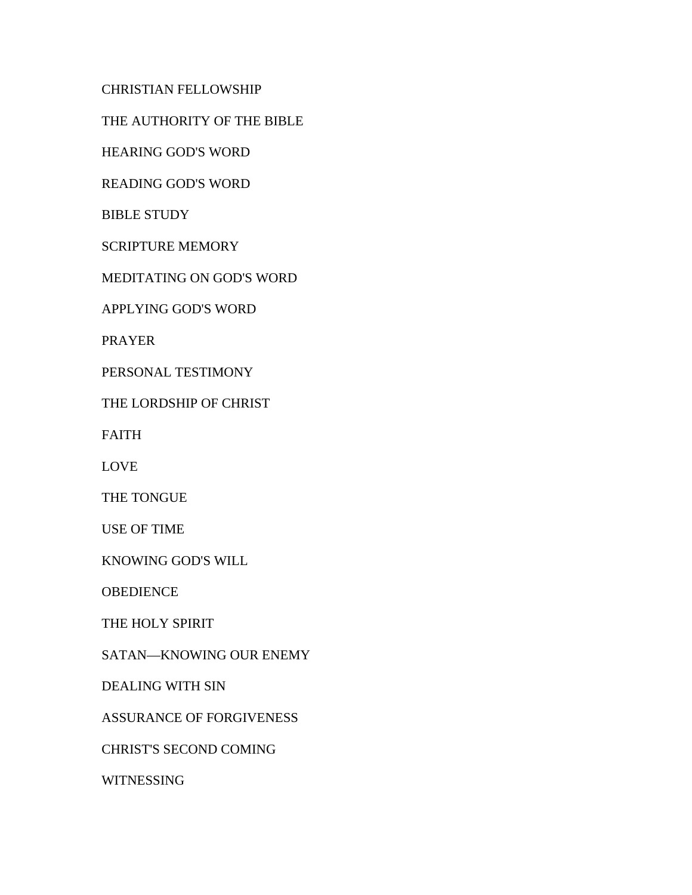CHRISTIAN FELLOWSHIP

THE AUTHORITY OF THE BIBLE

HEARING GOD'S WORD

READING GOD'S WORD

BIBLE STUDY

SCRIPTURE MEMORY

MEDITATING ON GOD'S WORD

APPLYING GOD'S WORD

PRAYER

PERSONAL TESTIMONY

THE LORDSHIP OF CHRIST

FAITH

LOVE

THE TONGUE

USE OF TIME

KNOWING GOD'S WILL

OBEDIENCE

THE HOLY SPIRIT

SATAN—KNOWING OUR ENEMY

DEALING WITH SIN

ASSURANCE OF FORGIVENESS

CHRIST'S SECOND COMING

WITNESSING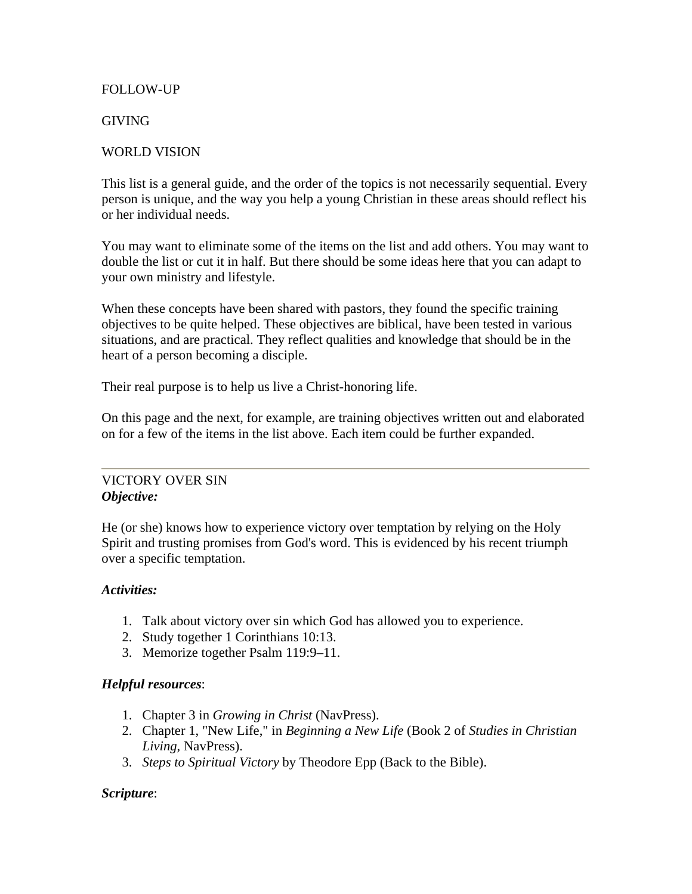FOLLOW-UP

GIVING

WORLD VISION

This list is a general guide, and the order of the topics is not necessarily sequential. Every person is unique, and the way you help a young Christian in these areas should reflect his or her individual needs.

You may want to eliminate some of the items on the list and add others. You may want to double the list or cut it in half. But there should be some ideas here that you can adapt to your own ministry and lifestyle.

When these concepts have been shared with pastors, they found the specific training objectives to be quite helped. These objectives are biblical, have been tested in various situations, and are practical. They reflect qualities and knowledge that should be in the heart of a person becoming a disciple.

Their real purpose is to help us live a Christ-honoring life.

On this page and the next, for example, are training objectives written out and elaborated on for a few of the items in the list above. Each item could be further expanded.

---

VICTORY OVER SIN
***Objective:***

He (or she) knows how to experience victory over temptation by relying on the Holy Spirit and trusting promises from God's word. This is evidenced by his recent triumph over a specific temptation.

***Activities:***

1. Talk about victory over sin which God has allowed you to experience.
2. Study together 1 Corinthians 10:13.
3. Memorize together Psalm 119:9–11.

***Helpful resources***:

1. Chapter 3 in *Growing in Christ* (NavPress).
2. Chapter 1, "New Life," in *Beginning a New Life* (Book 2 of *Studies in Christian Living*, NavPress).
3. *Steps to Spiritual Victory* by Theodore Epp (Back to the Bible).

***Scripture***: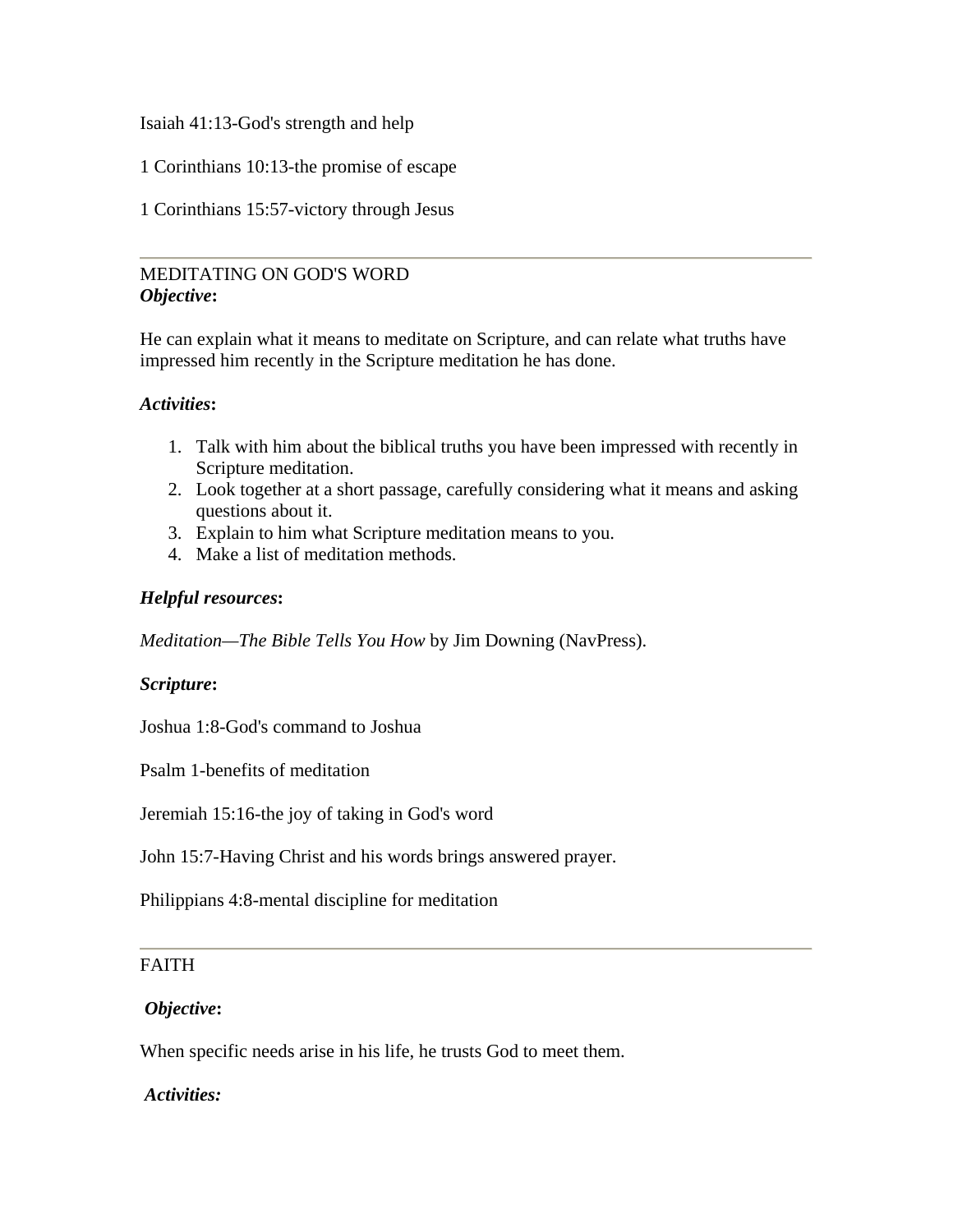Isaiah 41:13-God's strength and help

1 Corinthians 10:13-the promise of escape

1 Corinthians 15:57-victory through Jesus

---

MEDITATING ON GOD'S WORD

***Objective*:**

He can explain what it means to meditate on Scripture, and can relate what truths have impressed him recently in the Scripture meditation he has done.

***Activities*:**

1. Talk with him about the biblical truths you have been impressed with recently in Scripture meditation.
2. Look together at a short passage, carefully considering what it means and asking questions about it.
3. Explain to him what Scripture meditation means to you.
4. Make a list of meditation methods.

***Helpful resources*:**

*Meditation—The Bible Tells You How* by Jim Downing (NavPress).

***Scripture*:**

Joshua 1:8-God's command to Joshua

Psalm 1-benefits of meditation

Jeremiah 15:16-the joy of taking in God's word

John 15:7-Having Christ and his words brings answered prayer.

Philippians 4:8-mental discipline for meditation

---

FAITH

***Objective*:**

When specific needs arise in his life, he trusts God to meet them.

***Activities:***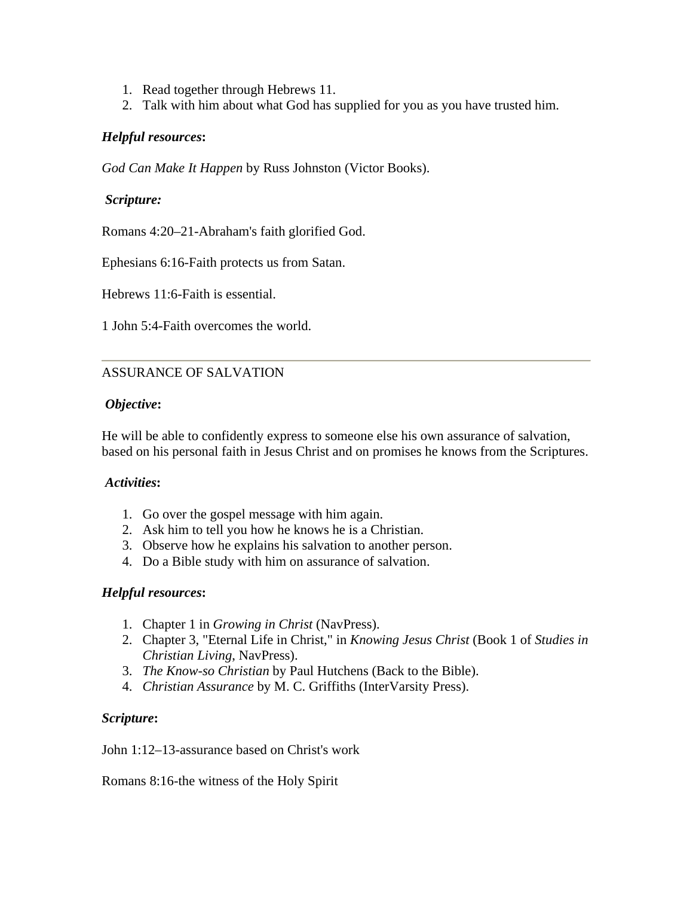1. Read together through Hebrews 11.
2. Talk with him about what God has supplied for you as you have trusted him.

***Helpful resources*:**

*God Can Make It Happen* by Russ Johnston (Victor Books).

***Scripture:***

Romans 4:20–21-Abraham's faith glorified God.

Ephesians 6:16-Faith protects us from Satan.

Hebrews 11:6-Faith is essential.

1 John 5:4-Faith overcomes the world.

---

ASSURANCE OF SALVATION

***Objective*:**

He will be able to confidently express to someone else his own assurance of salvation, based on his personal faith in Jesus Christ and on promises he knows from the Scriptures.

***Activities*:**

1. Go over the gospel message with him again.
2. Ask him to tell you how he knows he is a Christian.
3. Observe how he explains his salvation to another person.
4. Do a Bible study with him on assurance of salvation.

***Helpful resources*:**

1. Chapter 1 in *Growing in Christ* (NavPress).
2. Chapter 3, "Eternal Life in Christ," in *Knowing Jesus Christ* (Book 1 of *Studies in Christian Living*, NavPress).
3. *The Know-so Christian* by Paul Hutchens (Back to the Bible).
4. *Christian Assurance* by M. C. Griffiths (InterVarsity Press).

***Scripture*:**

John 1:12–13-assurance based on Christ's work

Romans 8:16-the witness of the Holy Spirit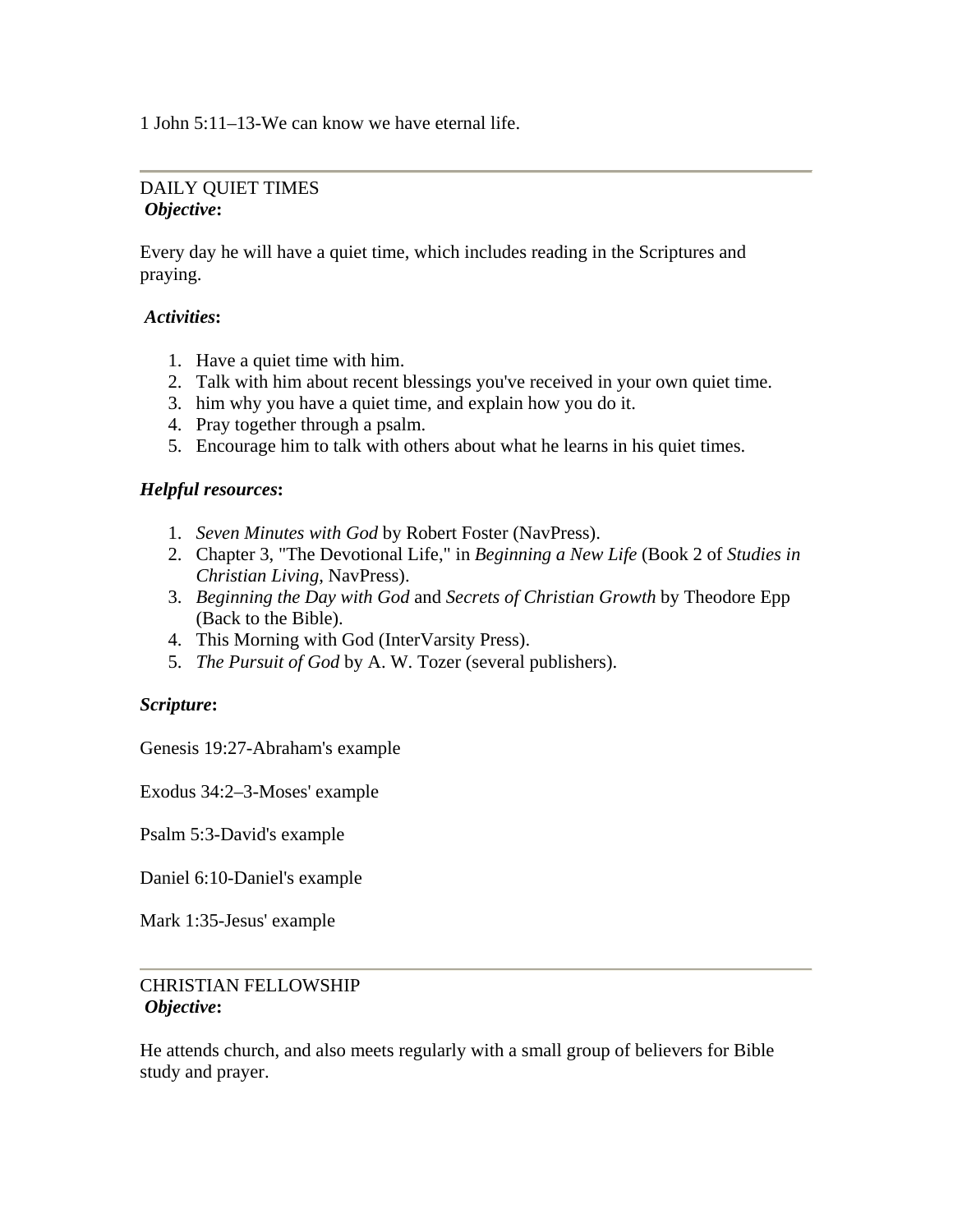1 John 5:11–13-We can know we have eternal life.

---

DAILY QUIET TIMES
***Objective*:**

Every day he will have a quiet time, which includes reading in the Scriptures and praying.

***Activities*:**

1. Have a quiet time with him.
2. Talk with him about recent blessings you've received in your own quiet time.
3. him why you have a quiet time, and explain how you do it.
4. Pray together through a psalm.
5. Encourage him to talk with others about what he learns in his quiet times.

***Helpful resources*:**

1. *Seven Minutes with God* by Robert Foster (NavPress).
2. Chapter 3, "The Devotional Life," in *Beginning a New Life* (Book 2 of *Studies in Christian Living*, NavPress).
3. *Beginning the Day with God* and *Secrets of Christian Growth* by Theodore Epp (Back to the Bible).
4. This Morning with God (InterVarsity Press).
5. *The Pursuit of God* by A. W. Tozer (several publishers).

***Scripture*:**

Genesis 19:27-Abraham's example

Exodus 34:2–3-Moses' example

Psalm 5:3-David's example

Daniel 6:10-Daniel's example

Mark 1:35-Jesus' example

---

CHRISTIAN FELLOWSHIP
***Objective*:**

He attends church, and also meets regularly with a small group of believers for Bible study and prayer.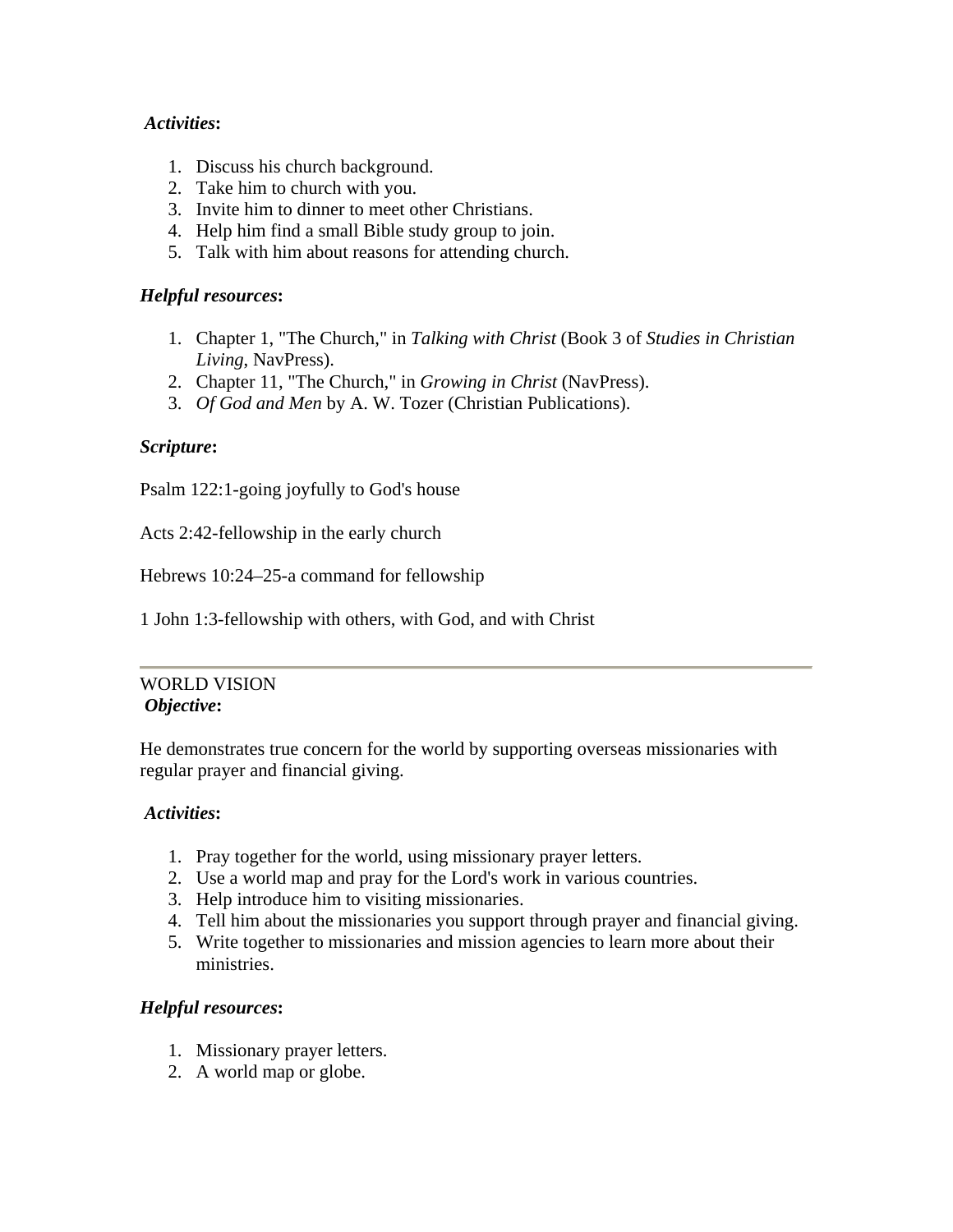***Activities*:**

1. Discuss his church background.
2. Take him to church with you.
3. Invite him to dinner to meet other Christians.
4. Help him find a small Bible study group to join.
5. Talk with him about reasons for attending church.

***Helpful resources*:**

1. Chapter 1, "The Church," in *Talking with Christ* (Book 3 of *Studies in Christian Living*, NavPress).
2. Chapter 11, "The Church," in *Growing in Christ* (NavPress).
3. *Of God and Men* by A. W. Tozer (Christian Publications).

***Scripture*:**

Psalm 122:1-going joyfully to God's house

Acts 2:42-fellowship in the early church

Hebrews 10:24–25-a command for fellowship

1 John 1:3-fellowship with others, with God, and with Christ

---

WORLD VISION

***Objective*:**

He demonstrates true concern for the world by supporting overseas missionaries with regular prayer and financial giving.

***Activities*:**

1. Pray together for the world, using missionary prayer letters.
2. Use a world map and pray for the Lord's work in various countries.
3. Help introduce him to visiting missionaries.
4. Tell him about the missionaries you support through prayer and financial giving.
5. Write together to missionaries and mission agencies to learn more about their ministries.

***Helpful resources*:**

1. Missionary prayer letters.
2. A world map or globe.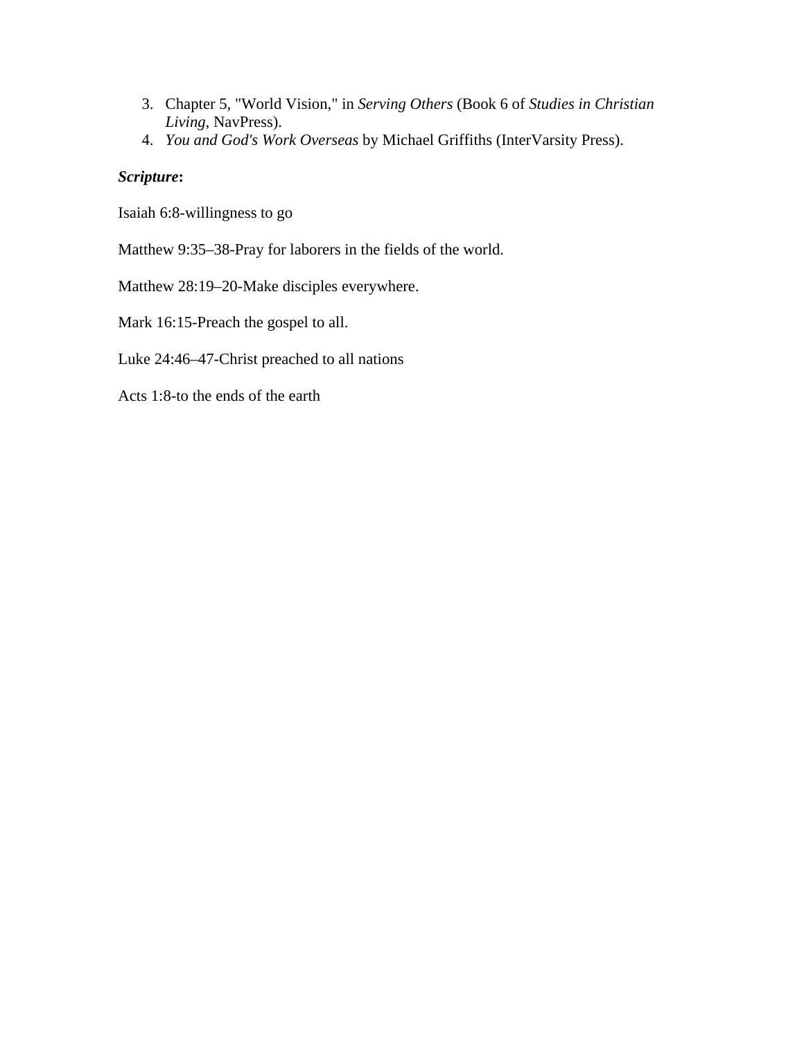3. Chapter 5, "World Vision," in *Serving Others* (Book 6 of *Studies in Christian Living*, NavPress).
4. *You and God's Work Overseas* by Michael Griffiths (InterVarsity Press).

***Scripture*:**

Isaiah 6:8-willingness to go

Matthew 9:35–38-Pray for laborers in the fields of the world.

Matthew 28:19–20-Make disciples everywhere.

Mark 16:15-Preach the gospel to all.

Luke 24:46–47-Christ preached to all nations

Acts 1:8-to the ends of the earth